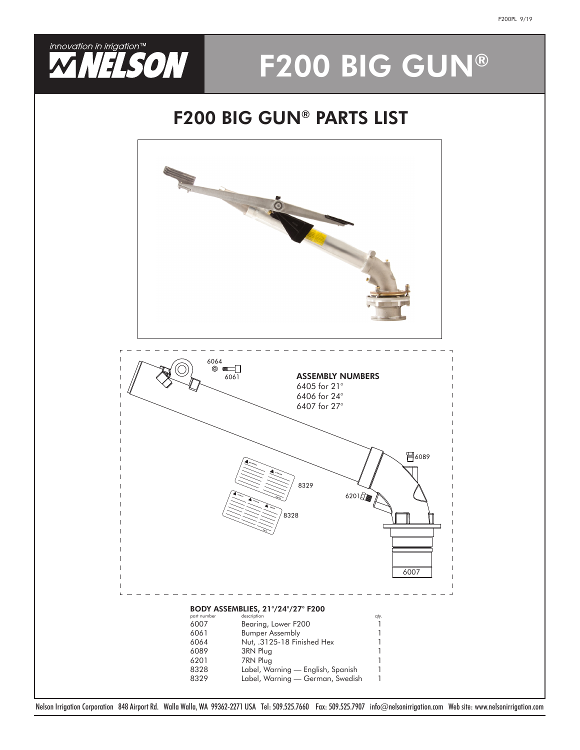# F200 BIG GUN®

## F200 BIG GUN® PARTS LIST

**ASSEMBLY NUMBERS**
6405 for 21°
6406 for 24°
6407 for 27°

### BODY ASSEMBLIES, 21°/24°/27° F200

| part number | description | qty. |
|---|---|---|
| 6007 | Bearing, Lower F200 | 1 |
| 6061 | Bumper Assembly | 1 |
| 6064 | Nut, .3125-18 Finished Hex | 1 |
| 6089 | 3RN Plug | 1 |
| 6201 | 7RN Plug | 1 |
| 8328 | Label, Warning — English, Spanish | 1 |
| 8329 | Label, Warning — German, Swedish | 1 |

Nelson Irrigation Corporation 848 Airport Rd. Walla Walla, WA 99362-2271 USA Tel: 509.525.7660 Fax: 509.525.7907 info@nelsonirrigation.com Web site: www.nelsonirrigation.com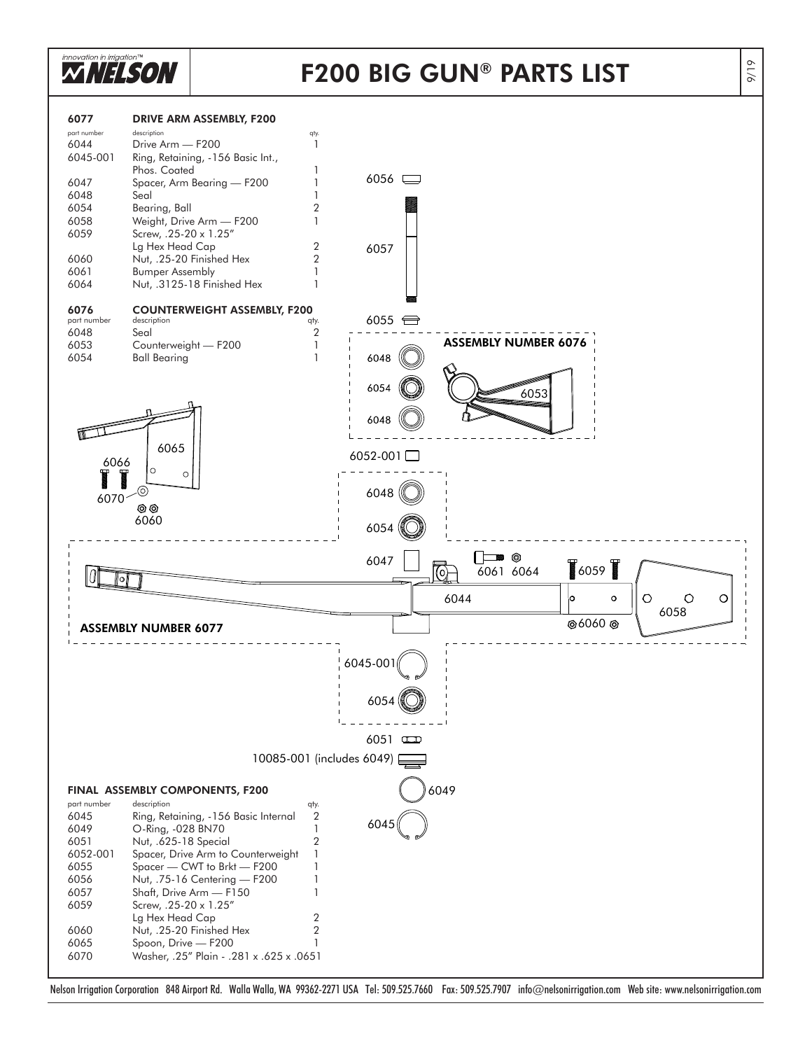# F200 BIG GUN® PARTS LIST

## 6077 DRIVE ARM ASSEMBLY, F200

| part number | description | qty. |
|---|---|---|
| 6044 | Drive Arm — F200 | 1 |
| 6045-001 | Ring, Retaining, -156 Basic Int., Phos. Coated | 1 |
| 6047 | Spacer, Arm Bearing — F200 | 1 |
| 6048 | Seal | 1 |
| 6054 | Bearing, Ball | 2 |
| 6058 | Weight, Drive Arm — F200 | 1 |
| 6059 | Screw, .25-20 x 1.25" Lg Hex Head Cap | 2 |
| 6060 | Nut, .25-20 Finished Hex | 2 |
| 6061 | Bumper Assembly | 1 |
| 6064 | Nut, .3125-18 Finished Hex | 1 |

## 6076 COUNTERWEIGHT ASSEMBLY, F200

| part number | description | qty. |
|---|---|---|
| 6048 | Seal | 2 |
| 6053 | Counterweight — F200 | 1 |
| 6054 | Ball Bearing | 1 |

## FINAL ASSEMBLY COMPONENTS, F200

| part number | description | qty. |
|---|---|---|
| 6045 | Ring, Retaining, -156 Basic Internal | 2 |
| 6049 | O-Ring, -028 BN70 | 1 |
| 6051 | Nut, .625-18 Special | 2 |
| 6052-001 | Spacer, Drive Arm to Counterweight | 1 |
| 6055 | Spacer — CWT to Brkt — F200 | 1 |
| 6056 | Nut, .75-16 Centering — F200 | 1 |
| 6057 | Shaft, Drive Arm — F150 | 1 |
| 6059 | Screw, .25-20 x 1.25" Lg Hex Head Cap | 2 |
| 6060 | Nut, .25-20 Finished Hex | 2 |
| 6065 | Spoon, Drive — F200 | 1 |
| 6070 | Washer, .25" Plain - .281 x .625 x .0651 | |

ASSEMBLY NUMBER 6076

ASSEMBLY NUMBER 6077

6056, 6057, 6055, 6048, 6054, 6048, 6053, 6052-001, 6048, 6054, 6065, 6066, 6070, 6060, 6047, 6061, 6064, 6059, 6044, 6058, 6060, 6045-001, 6054, 6051, 10085-001 (includes 6049), 6049, 6045

Nelson Irrigation Corporation 848 Airport Rd. Walla Walla, WA 99362-2271 USA Tel: 509.525.7660 Fax: 509.525.7907 info@nelsonirrigation.com Web site: www.nelsonirrigation.com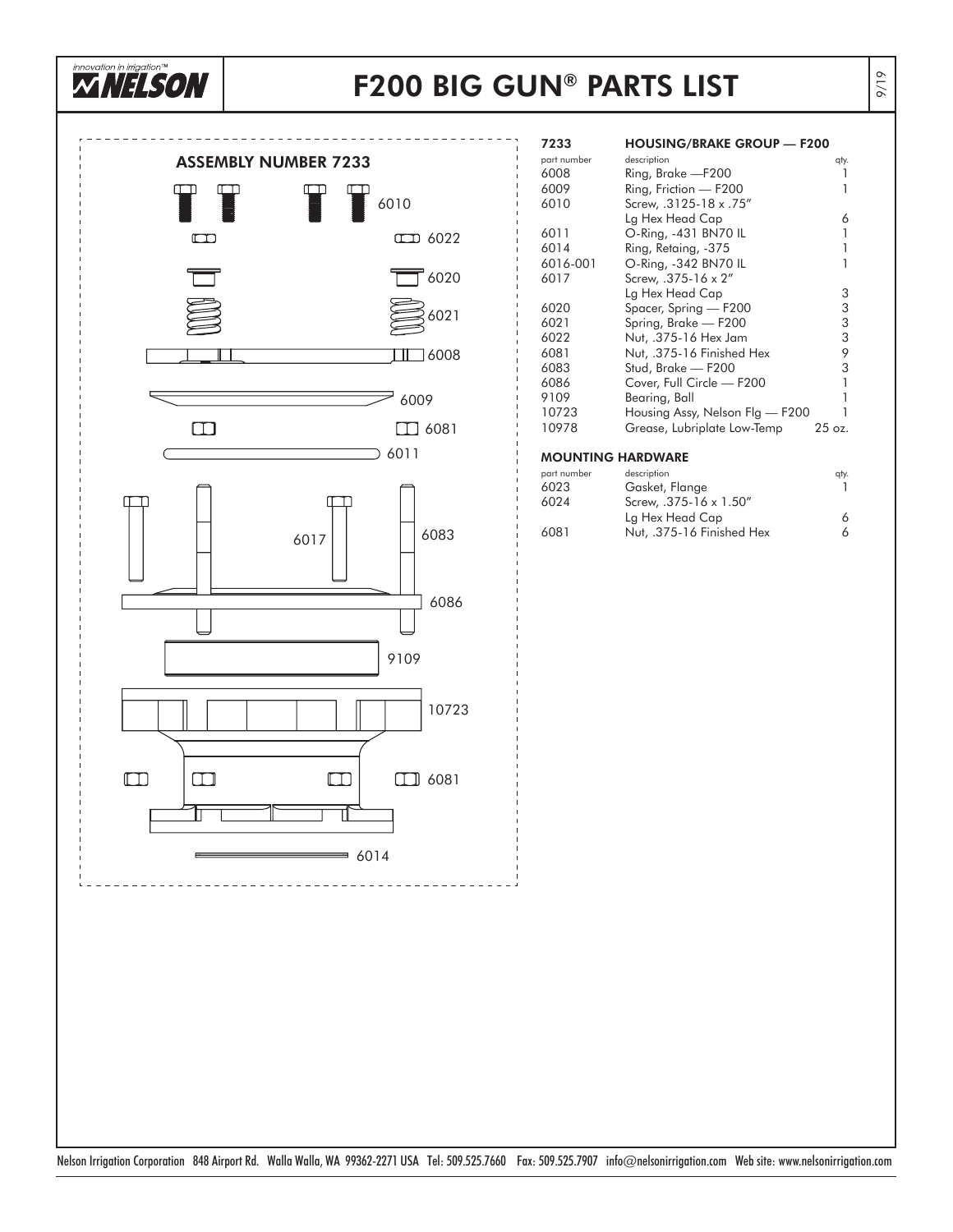# F200 BIG GUN® PARTS LIST

## ASSEMBLY NUMBER 7233

6010

6022

6020

6021

6008

6009

6081

6011

6017

6083

6086

9109

10723

6081

6014

### 7233 HOUSING/BRAKE GROUP — F200

| part number | description | qty. |
|---|---|---|
| 6008 | Ring, Brake —F200 | 1 |
| 6009 | Ring, Friction — F200 | 1 |
| 6010 | Screw, .3125-18 x .75" Lg Hex Head Cap | 6 |
| 6011 | O-Ring, -431 BN70 IL | 1 |
| 6014 | Ring, Retaing, -375 | 1 |
| 6016-001 | O-Ring, -342 BN70 IL | 1 |
| 6017 | Screw, .375-16 x 2" Lg Hex Head Cap | 3 |
| 6020 | Spacer, Spring — F200 | 3 |
| 6021 | Spring, Brake — F200 | 3 |
| 6022 | Nut, .375-16 Hex Jam | 3 |
| 6081 | Nut, .375-16 Finished Hex | 9 |
| 6083 | Stud, Brake — F200 | 3 |
| 6086 | Cover, Full Circle — F200 | 1 |
| 9109 | Bearing, Ball | 1 |
| 10723 | Housing Assy, Nelson Flg — F200 | 1 |
| 10978 | Grease, Lubriplate Low-Temp | 25 oz. |

### MOUNTING HARDWARE

| part number | description | qty. |
|---|---|---|
| 6023 | Gasket, Flange | 1 |
| 6024 | Screw, .375-16 x 1.50" Lg Hex Head Cap | 6 |
| 6081 | Nut, .375-16 Finished Hex | 6 |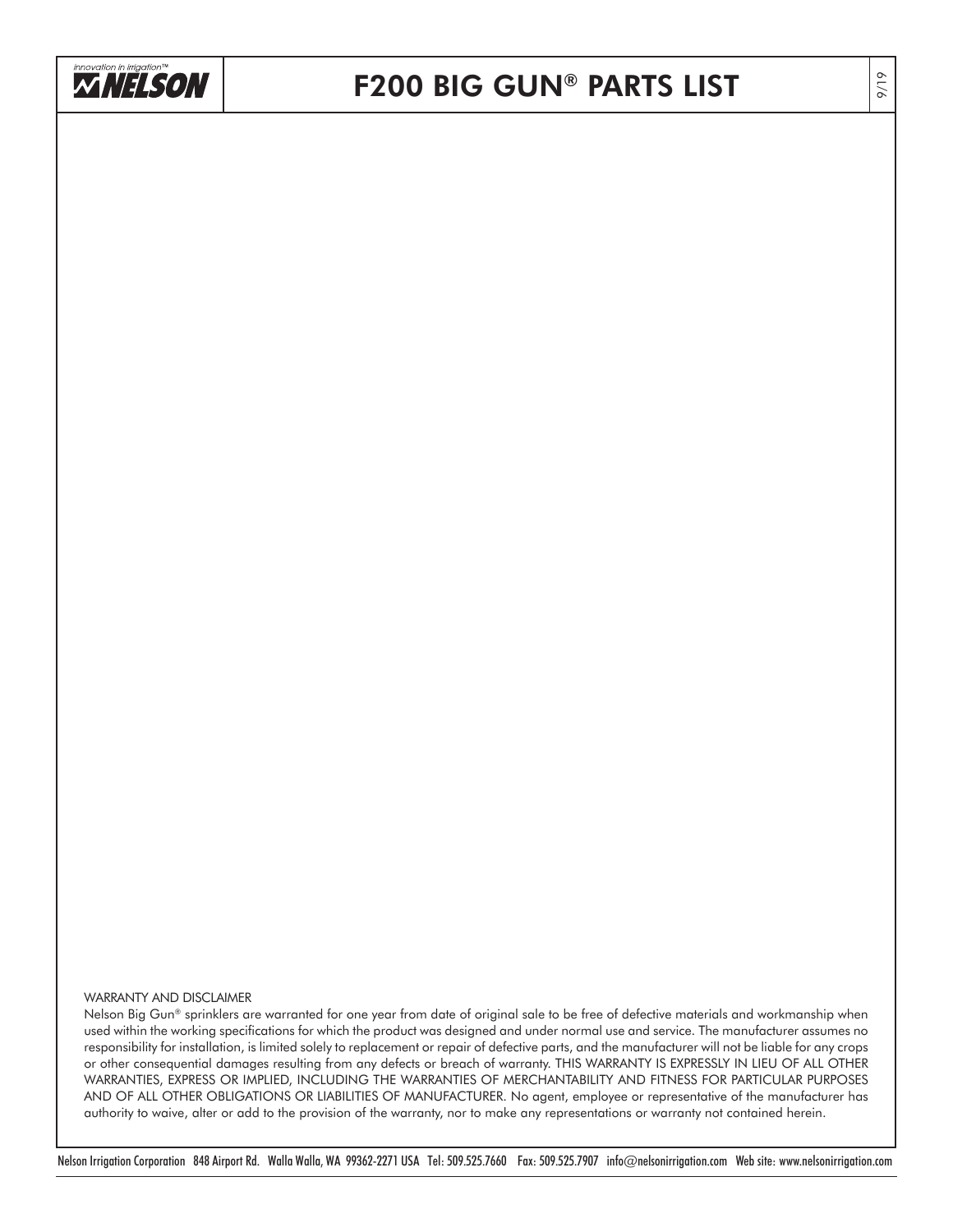# F200 BIG GUN® PARTS LIST

WARRANTY AND DISCLAIMER

Nelson Big Gun® sprinklers are warranted for one year from date of original sale to be free of defective materials and workmanship when used within the working specifications for which the product was designed and under normal use and service. The manufacturer assumes no responsibility for installation, is limited solely to replacement or repair of defective parts, and the manufacturer will not be liable for any crops or other consequential damages resulting from any defects or breach of warranty. THIS WARRANTY IS EXPRESSLY IN LIEU OF ALL OTHER WARRANTIES, EXPRESS OR IMPLIED, INCLUDING THE WARRANTIES OF MERCHANTABILITY AND FITNESS FOR PARTICULAR PURPOSES AND OF ALL OTHER OBLIGATIONS OR LIABILITIES OF MANUFACTURER. No agent, employee or representative of the manufacturer has authority to waive, alter or add to the provision of the warranty, nor to make any representations or warranty not contained herein.

Nelson Irrigation Corporation 848 Airport Rd. Walla Walla, WA 99362-2271 USA Tel: 509.525.7660 Fax: 509.525.7907 info@nelsonirrigation.com Web site: www.nelsonirrigation.com